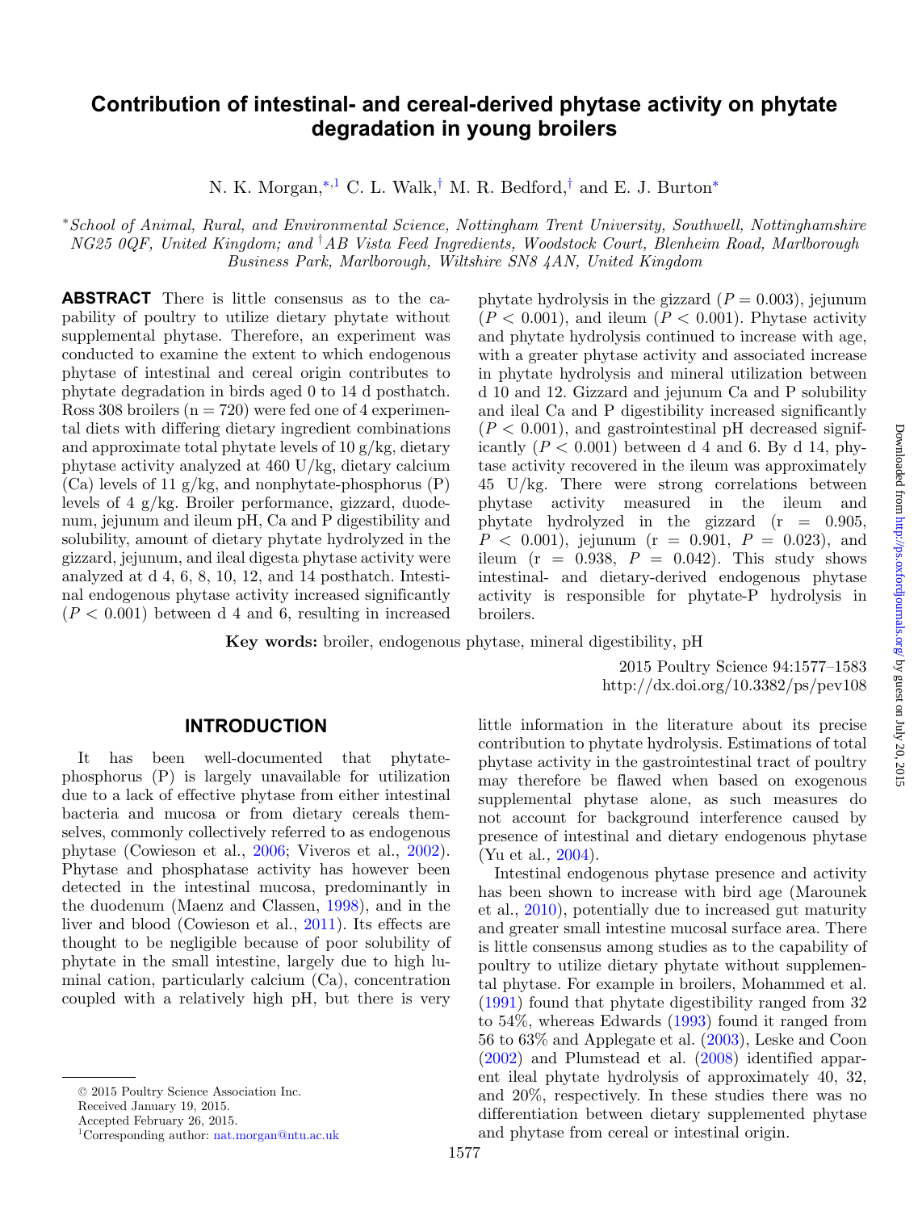# Contribution of intestinal- and cereal-derived phytase activity on phytate degradation in young broilers

N. K. Morgan,[*,1] C. L. Walk,[†] M. R. Bedford,[†] and E. J. Burton[*]

[*]*School of Animal, Rural, and Environmental Science, Nottingham Trent University, Southwell, Nottinghamshire NG25 0QF, United Kingdom; and* [†]*AB Vista Feed Ingredients, Woodstock Court, Blenheim Road, Marlborough Business Park, Marlborough, Wiltshire SN8 4AN, United Kingdom*

**ABSTRACT** There is little consensus as to the capability of poultry to utilize dietary phytate without supplemental phytase. Therefore, an experiment was conducted to examine the extent to which endogenous phytase of intestinal and cereal origin contributes to phytate degradation in birds aged 0 to 14 d posthatch. Ross 308 broilers (n = 720) were fed one of 4 experimental diets with differing dietary ingredient combinations and approximate total phytate levels of 10 g/kg, dietary phytase activity analyzed at 460 U/kg, dietary calcium (Ca) levels of 11 g/kg, and nonphytate-phosphorus (P) levels of 4 g/kg. Broiler performance, gizzard, duodenum, jejunum and ileum pH, Ca and P digestibility and solubility, amount of dietary phytate hydrolyzed in the gizzard, jejunum, and ileal digesta phytase activity were analyzed at d 4, 6, 8, 10, 12, and 14 posthatch. Intestinal endogenous phytase activity increased significantly ($P < 0.001$) between d 4 and 6, resulting in increased phytate hydrolysis in the gizzard ($P = 0.003$), jejunum ($P < 0.001$), and ileum ($P < 0.001$). Phytase activity and phytate hydrolysis continued to increase with age, with a greater phytase activity and associated increase in phytate hydrolysis and mineral utilization between d 10 and 12. Gizzard and jejunum Ca and P solubility and ileal Ca and P digestibility increased significantly ($P < 0.001$), and gastrointestinal pH decreased significantly ($P < 0.001$) between d 4 and 6. By d 14, phytase activity recovered in the ileum was approximately 45 U/kg. There were strong correlations between phytase activity measured in the ileum and phytate hydrolyzed in the gizzard ($r = 0.905$, $P < 0.001$), jejunum ($r = 0.901$, $P = 0.023$), and ileum ($r = 0.938$, $P = 0.042$). This study shows intestinal- and dietary-derived endogenous phytase activity is responsible for phytate-P hydrolysis in broilers.

**Key words:** broiler, endogenous phytase, mineral digestibility, pH

2015 Poultry Science 94:1577–1583
http://dx.doi.org/10.3382/ps/pev108

## INTRODUCTION

It has been well-documented that phytate-phosphorus (P) is largely unavailable for utilization due to a lack of effective phytase from either intestinal bacteria and mucosa or from dietary cereals themselves, commonly collectively referred to as endogenous phytase (Cowieson et al., 2006; Viveros et al., 2002). Phytase and phosphatase activity has however been detected in the intestinal mucosa, predominantly in the duodenum (Maenz and Classen, 1998), and in the liver and blood (Cowieson et al., 2011). Its effects are thought to be negligible because of poor solubility of phytate in the small intestine, largely due to high luminal cation, particularly calcium (Ca), concentration coupled with a relatively high pH, but there is very little information in the literature about its precise contribution to phytate hydrolysis. Estimations of total phytase activity in the gastrointestinal tract of poultry may therefore be flawed when based on exogenous supplemental phytase alone, as such measures do not account for background interference caused by presence of intestinal and dietary endogenous phytase (Yu et al., 2004).

Intestinal endogenous phytase presence and activity has been shown to increase with bird age (Marounek et al., 2010), potentially due to increased gut maturity and greater small intestine mucosal surface area. There is little consensus among studies as to the capability of poultry to utilize dietary phytate without supplemental phytase. For example in broilers, Mohammed et al. (1991) found that phytate digestibility ranged from 32 to 54%, whereas Edwards (1993) found it ranged from 56 to 63% and Applegate et al. (2003), Leske and Coon (2002) and Plumstead et al. (2008) identified apparent ileal phytate hydrolysis of approximately 40, 32, and 20%, respectively. In these studies there was no differentiation between dietary supplemented phytase and phytase from cereal or intestinal origin.

© 2015 Poultry Science Association Inc.
Received January 19, 2015.
Accepted February 26, 2015.
[1]Corresponding author: nat.morgan@ntu.ac.uk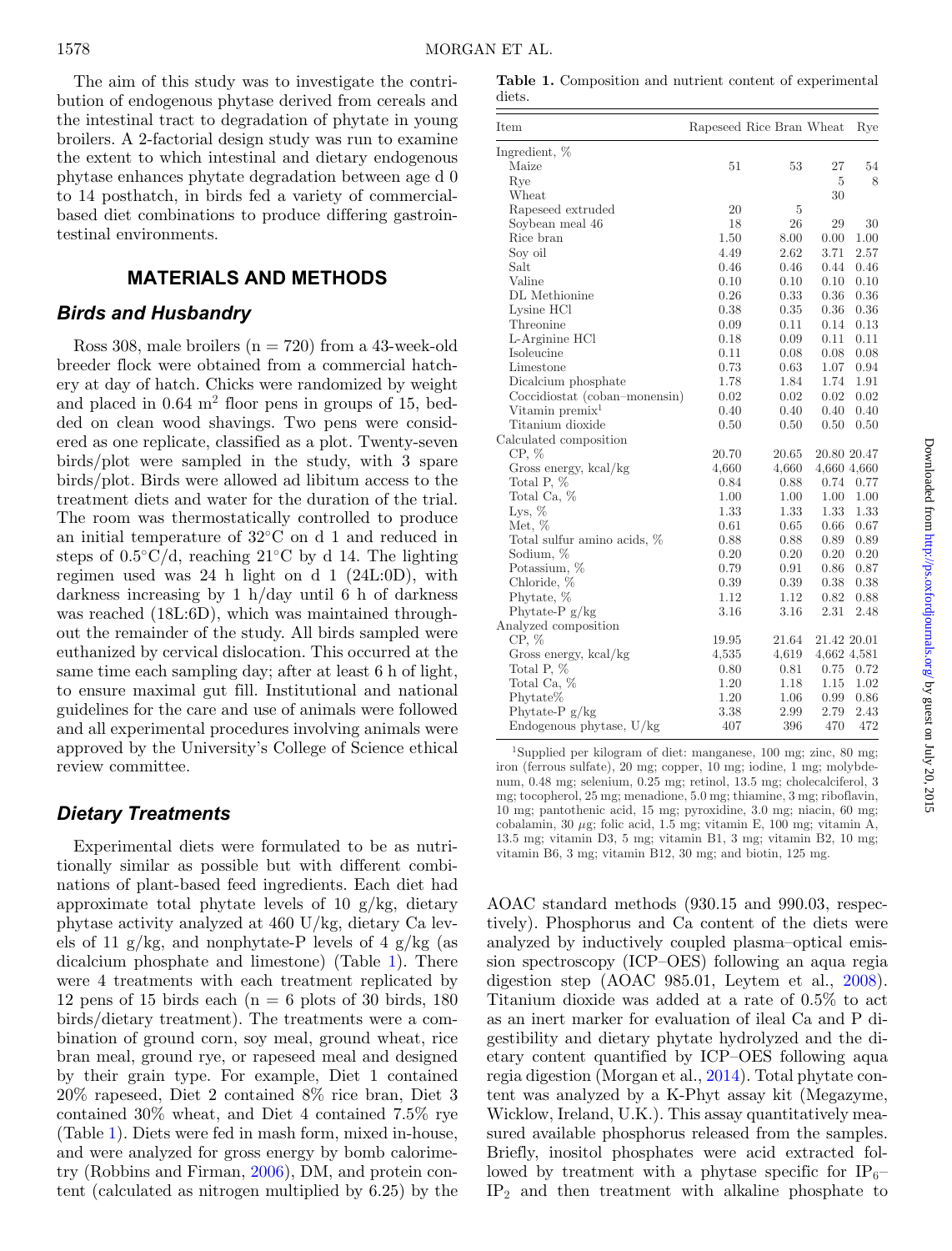The aim of this study was to investigate the contribution of endogenous phytase derived from cereals and the intestinal tract to degradation of phytate in young broilers. A 2-factorial design study was run to examine the extent to which intestinal and dietary endogenous phytase enhances phytate degradation between age d 0 to 14 posthatch, in birds fed a variety of commercial-based diet combinations to produce differing gastrointestinal environments.

## MATERIALS AND METHODS

### Birds and Husbandry

Ross 308, male broilers (n = 720) from a 43-week-old breeder flock were obtained from a commercial hatchery at day of hatch. Chicks were randomized by weight and placed in 0.64 $m^2$ floor pens in groups of 15, bedded on clean wood shavings. Two pens were considered as one replicate, classified as a plot. Twenty-seven birds/plot were sampled in the study, with 3 spare birds/plot. Birds were allowed ad libitum access to the treatment diets and water for the duration of the trial. The room was thermostatically controlled to produce an initial temperature of 32°C on d 1 and reduced in steps of 0.5°C/d, reaching 21°C by d 14. The lighting regimen used was 24 h light on d 1 (24L:0D), with darkness increasing by 1 h/day until 6 h of darkness was reached (18L:6D), which was maintained throughout the remainder of the study. All birds sampled were euthanized by cervical dislocation. This occurred at the same time each sampling day; after at least 6 h of light, to ensure maximal gut fill. Institutional and national guidelines for the care and use of animals were followed and all experimental procedures involving animals were approved by the University's College of Science ethical review committee.

### Dietary Treatments

Experimental diets were formulated to be as nutritionally similar as possible but with different combinations of plant-based feed ingredients. Each diet had approximate total phytate levels of 10 g/kg, dietary phytase activity analyzed at 460 U/kg, dietary Ca levels of 11 g/kg, and nonphytate-P levels of 4 g/kg (as dicalcium phosphate and limestone) (Table 1). There were 4 treatments with each treatment replicated by 12 pens of 15 birds each (n = 6 plots of 30 birds, 180 birds/dietary treatment). The treatments were a combination of ground corn, soy meal, ground wheat, rice bran meal, ground rye, or rapeseed meal and designed by their grain type. For example, Diet 1 contained 20% rapeseed, Diet 2 contained 8% rice bran, Diet 3 contained 30% wheat, and Diet 4 contained 7.5% rye (Table 1). Diets were fed in mash form, mixed in-house, and were analyzed for gross energy by bomb calorimetry (Robbins and Firman, 2006), DM, and protein content (calculated as nitrogen multiplied by 6.25) by the AOAC standard methods (930.15 and 990.03, respectively). Phosphorus and Ca content of the diets were analyzed by inductively coupled plasma–optical emission spectroscopy (ICP–OES) following an aqua regia digestion step (AOAC 985.01, Leytem et al., 2008). Titanium dioxide was added at a rate of 0.5% to act as an inert marker for evaluation of ileal Ca and P digestibility and dietary phytate hydrolyzed and the dietary content quantified by ICP–OES following aqua regia digestion (Morgan et al., 2014). Total phytate content was analyzed by a K-Phyt assay kit (Megazyme, Wicklow, Ireland, U.K.). This assay quantitatively measured available phosphorus released from the samples. Briefly, inositol phosphates were acid extracted followed by treatment with a phytase specific for $IP_6$–$IP_2$ and then treatment with alkaline phosphate to

**Table 1.** Composition and nutrient content of experimental diets.

| Item | Rapeseed | Rice Bran | Wheat | Rye |
|---|---|---|---|---|
| Ingredient, % | | | | |
| Maize | 51 | 53 | 27 | 54 |
| Rye | | | 5 | 8 |
| Wheat | | | 30 | |
| Rapeseed extruded | 20 | 5 | | |
| Soybean meal 46 | 18 | 26 | 29 | 30 |
| Rice bran | 1.50 | 8.00 | 0.00 | 1.00 |
| Soy oil | 4.49 | 2.62 | 3.71 | 2.57 |
| Salt | 0.46 | 0.46 | 0.44 | 0.46 |
| Valine | 0.10 | 0.10 | 0.10 | 0.10 |
| DL Methionine | 0.26 | 0.33 | 0.36 | 0.36 |
| Lysine HCl | 0.38 | 0.35 | 0.36 | 0.36 |
| Threonine | 0.09 | 0.11 | 0.14 | 0.13 |
| L-Arginine HCl | 0.18 | 0.09 | 0.11 | 0.11 |
| Isoleucine | 0.11 | 0.08 | 0.08 | 0.08 |
| Limestone | 0.73 | 0.63 | 1.07 | 0.94 |
| Dicalcium phosphate | 1.78 | 1.84 | 1.74 | 1.91 |
| Coccidiostat (coban–monensin) | 0.02 | 0.02 | 0.02 | 0.02 |
| Vitamin premix[1] | 0.40 | 0.40 | 0.40 | 0.40 |
| Titanium dioxide | 0.50 | 0.50 | 0.50 | 0.50 |
| Calculated composition | | | | |
| CP, % | 20.70 | 20.65 | 20.80 | 20.47 |
| Gross energy, kcal/kg | 4,660 | 4,660 | 4,660 | 4,660 |
| Total P, % | 0.84 | 0.88 | 0.74 | 0.77 |
| Total Ca, % | 1.00 | 1.00 | 1.00 | 1.00 |
| Lys, % | 1.33 | 1.33 | 1.33 | 1.33 |
| Met, % | 0.61 | 0.65 | 0.66 | 0.67 |
| Total sulfur amino acids, % | 0.88 | 0.88 | 0.89 | 0.89 |
| Sodium, % | 0.20 | 0.20 | 0.20 | 0.20 |
| Potassium, % | 0.79 | 0.91 | 0.86 | 0.87 |
| Chloride, % | 0.39 | 0.39 | 0.38 | 0.38 |
| Phytate, % | 1.12 | 1.12 | 0.82 | 0.88 |
| Phytate-P g/kg | 3.16 | 3.16 | 2.31 | 2.48 |
| Analyzed composition | | | | |
| CP, % | 19.95 | 21.64 | 21.42 | 20.01 |
| Gross energy, kcal/kg | 4,535 | 4,619 | 4,662 | 4,581 |
| Total P, % | 0.80 | 0.81 | 0.75 | 0.72 |
| Total Ca, % | 1.20 | 1.18 | 1.15 | 1.02 |
| Phytate% | 1.20 | 1.06 | 0.99 | 0.86 |
| Phytate-P g/kg | 3.38 | 2.99 | 2.79 | 2.43 |
| Endogenous phytase, U/kg | 407 | 396 | 470 | 472 |

[1]Supplied per kilogram of diet: manganese, 100 mg; zinc, 80 mg; iron (ferrous sulfate), 20 mg; copper, 10 mg; iodine, 1 mg; molybdenum, 0.48 mg; selenium, 0.25 mg; retinol, 13.5 mg; cholecalciferol, 3 mg; tocopherol, 25 mg; menadione, 5.0 mg; thiamine, 3 mg; riboflavin, 10 mg; pantothenic acid, 15 mg; pyroxidine, 3.0 mg; niacin, 60 mg; cobalamin, 30 μg; folic acid, 1.5 mg; vitamin E, 100 mg; vitamin A, 13.5 mg; vitamin D3, 5 mg; vitamin B1, 3 mg; vitamin B2, 10 mg; vitamin B6, 3 mg; vitamin B12, 30 mg; and biotin, 125 mg.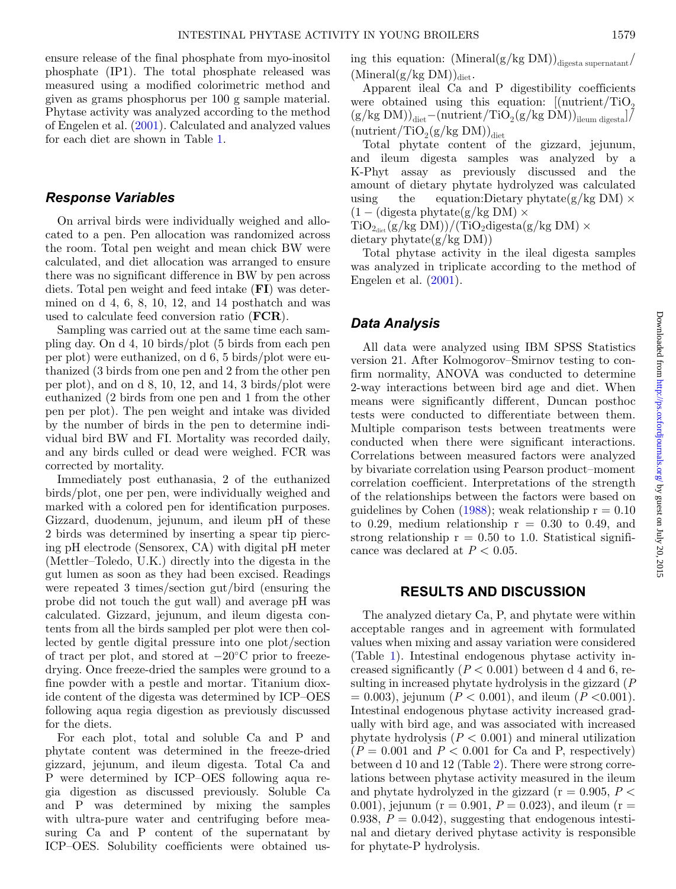ensure release of the final phosphate from myo-inositol phosphate (IP1). The total phosphate released was measured using a modified colorimetric method and given as grams phosphorus per 100 g sample material. Phytase activity was analyzed according to the method of Engelen et al. (2001). Calculated and analyzed values for each diet are shown in Table 1.

### Response Variables

On arrival birds were individually weighed and allocated to a pen. Pen allocation was randomized across the room. Total pen weight and mean chick BW were calculated, and diet allocation was arranged to ensure there was no significant difference in BW by pen across diets. Total pen weight and feed intake (**FI**) was determined on d 4, 6, 8, 10, 12, and 14 posthatch and was used to calculate feed conversion ratio (**FCR**).

Sampling was carried out at the same time each sampling day. On d 4, 10 birds/plot (5 birds from each pen per plot) were euthanized, on d 6, 5 birds/plot were euthanized (3 birds from one pen and 2 from the other pen per plot), and on d 8, 10, 12, and 14, 3 birds/plot were euthanized (2 birds from one pen and 1 from the other pen per plot). The pen weight and intake was divided by the number of birds in the pen to determine individual bird BW and FI. Mortality was recorded daily, and any birds culled or dead were weighed. FCR was corrected by mortality.

Immediately post euthanasia, 2 of the euthanized birds/plot, one per pen, were individually weighed and marked with a colored pen for identification purposes. Gizzard, duodenum, jejunum, and ileum pH of these 2 birds was determined by inserting a spear tip piercing pH electrode (Sensorex, CA) with digital pH meter (Mettler–Toledo, U.K.) directly into the digesta in the gut lumen as soon as they had been excised. Readings were repeated 3 times/section gut/bird (ensuring the probe did not touch the gut wall) and average pH was calculated. Gizzard, jejunum, and ileum digesta contents from all the birds sampled per plot were then collected by gentle digital pressure into one plot/section of tract per plot, and stored at −20°C prior to freeze-drying. Once freeze-dried the samples were ground to a fine powder with a pestle and mortar. Titanium dioxide content of the digesta was determined by ICP–OES following aqua regia digestion as previously discussed for the diets.

For each plot, total and soluble Ca and P and phytate content was determined in the freeze-dried gizzard, jejunum, and ileum digesta. Total Ca and P were determined by ICP–OES following aqua regia digestion as discussed previously. Soluble Ca and P was determined by mixing the samples with ultra-pure water and centrifuging before measuring Ca and P content of the supernatant by ICP–OES. Solubility coefficients were obtained using this equation: $(\text{Mineral}(\text{g/kg DM}))_{\text{digesta supernatant}}/(\text{Mineral}(\text{g/kg DM}))_{\text{diet}}$.

Apparent ileal Ca and P digestibility coefficients were obtained using this equation: $[(\text{nutrient}/\text{TiO}_2(\text{g/kg DM}))_{\text{diet}} - (\text{nutrient}/\text{TiO}_2(\text{g/kg DM}))_{\text{ileum digesta}}]/(\text{nutrient}/\text{TiO}_2(\text{g/kg DM}))_{\text{diet}}$

Total phytate content of the gizzard, jejunum, and ileum digesta samples was analyzed by a K-Phyt assay as previously discussed and the amount of dietary phytate hydrolyzed was calculated using the equation: $\text{Dietary phytate}(\text{g/kg DM}) \times (1 - (\text{digesta phytate}(\text{g/kg DM}) \times \text{TiO}_{2_{\text{diet}}}(\text{g/kg DM}))/(\text{TiO}_2\text{digesta}(\text{g/kg DM}) \times \text{dietary phytate}(\text{g/kg DM}))$

Total phytase activity in the ileal digesta samples was analyzed in triplicate according to the method of Engelen et al. (2001).

### Data Analysis

All data were analyzed using IBM SPSS Statistics version 21. After Kolmogorov–Smirnov testing to confirm normality, ANOVA was conducted to determine 2-way interactions between bird age and diet. When means were significantly different, Duncan posthoc tests were conducted to differentiate between them. Multiple comparison tests between treatments were conducted when there were significant interactions. Correlations between measured factors were analyzed by bivariate correlation using Pearson product–moment correlation coefficient. Interpretations of the strength of the relationships between the factors were based on guidelines by Cohen (1988); weak relationship $r = 0.10$ to $0.29$, medium relationship $r = 0.30$ to $0.49$, and strong relationship $r = 0.50$ to $1.0$. Statistical significance was declared at $P < 0.05$.

## RESULTS AND DISCUSSION

The analyzed dietary Ca, P, and phytate were within acceptable ranges and in agreement with formulated values when mixing and assay variation were considered (Table 1). Intestinal endogenous phytase activity increased significantly ($P < 0.001$) between d 4 and 6, resulting in increased phytate hydrolysis in the gizzard ($P = 0.003$), jejunum ($P < 0.001$), and ileum ($P < 0.001$). Intestinal endogenous phytase activity increased gradually with bird age, and was associated with increased phytate hydrolysis ($P < 0.001$) and mineral utilization ($P = 0.001$ and $P < 0.001$ for Ca and P, respectively) between d 10 and 12 (Table 2). There were strong correlations between phytase activity measured in the ileum and phytate hydrolyzed in the gizzard ($r = 0.905$, $P < 0.001$), jejunum ($r = 0.901$, $P = 0.023$), and ileum ($r = 0.938$, $P = 0.042$), suggesting that endogenous intestinal and dietary derived phytase activity is responsible for phytate-P hydrolysis.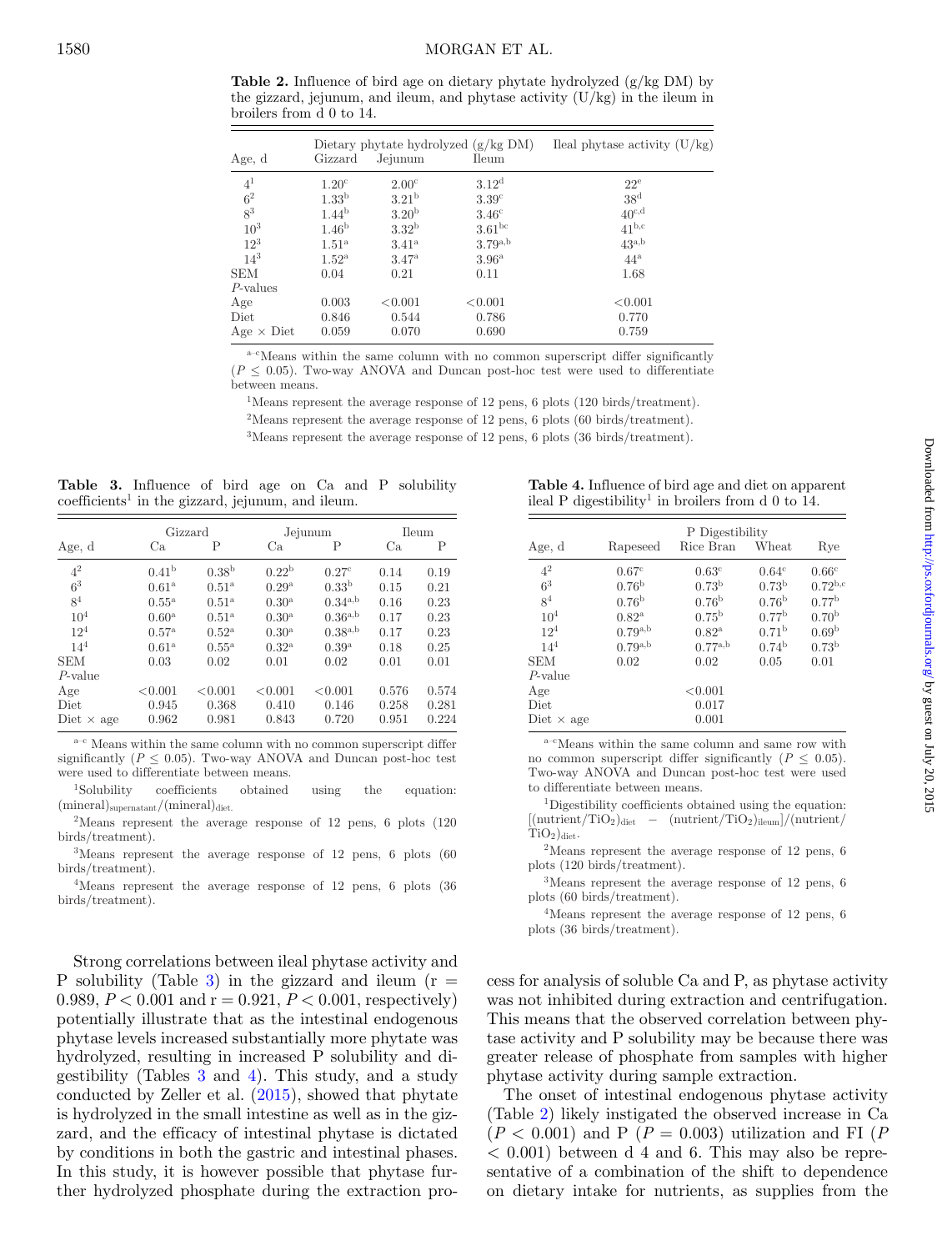**Table 2.** Influence of bird age on dietary phytate hydrolyzed (g/kg DM) by the gizzard, jejunum, and ileum, and phytase activity (U/kg) in the ileum in broilers from d 0 to 14.

| Age, d | Dietary phytate hydrolyzed (g/kg DM) Gizzard | Jejunum | Ileum | Ileal phytase activity (U/kg) |
|---|---|---|---|---|
| 4[1] | $1.20^{c}$ | $2.00^{c}$ | $3.12^{d}$ | $22^{e}$ |
| 6[2] | $1.33^{b}$ | $3.21^{b}$ | $3.39^{c}$ | $38^{d}$ |
| 8[3] | $1.44^{b}$ | $3.20^{b}$ | $3.46^{c}$ | $40^{c,d}$ |
| 10[3] | $1.46^{b}$ | $3.32^{b}$ | $3.61^{bc}$ | $41^{b,c}$ |
| 12[3] | $1.51^{a}$ | $3.41^{a}$ | $3.79^{a,b}$ | $43^{a,b}$ |
| 14[3] | $1.52^{a}$ | $3.47^{a}$ | $3.96^{a}$ | $44^{a}$ |
| SEM | 0.04 | 0.21 | 0.11 | 1.68 |
| *P*-values | | | | |
| Age | 0.003 | <0.001 | <0.001 | <0.001 |
| Diet | 0.846 | 0.544 | 0.786 | 0.770 |
| Age × Diet | 0.059 | 0.070 | 0.690 | 0.759 |

a–c Means within the same column with no common superscript differ significantly ($P \leq 0.05$). Two-way ANOVA and Duncan post-hoc test were used to differentiate between means.

[1]Means represent the average response of 12 pens, 6 plots (120 birds/treatment).

[2]Means represent the average response of 12 pens, 6 plots (60 birds/treatment).

[3]Means represent the average response of 12 pens, 6 plots (36 birds/treatment).

**Table 3.** Influence of bird age on Ca and P solubility coefficients[1] in the gizzard, jejunum, and ileum.

| Age, d | Gizzard Ca | Gizzard P | Jejunum Ca | Jejunum P | Ileum Ca | Ileum P |
|---|---|---|---|---|---|---|
| 4[2] | $0.41^{b}$ | $0.38^{b}$ | $0.22^{b}$ | $0.27^{c}$ | 0.14 | 0.19 |
| 6[3] | $0.61^{a}$ | $0.51^{a}$ | $0.29^{a}$ | $0.33^{b}$ | 0.15 | 0.21 |
| 8[4] | $0.55^{a}$ | $0.51^{a}$ | $0.30^{a}$ | $0.34^{a,b}$ | 0.16 | 0.23 |
| 10[4] | $0.60^{a}$ | $0.51^{a}$ | $0.30^{a}$ | $0.36^{a,b}$ | 0.17 | 0.23 |
| 12[4] | $0.57^{a}$ | $0.52^{a}$ | $0.30^{a}$ | $0.38^{a,b}$ | 0.17 | 0.23 |
| 14[4] | $0.61^{a}$ | $0.55^{a}$ | $0.32^{a}$ | $0.39^{a}$ | 0.18 | 0.25 |
| SEM | 0.03 | 0.02 | 0.01 | 0.02 | 0.01 | 0.01 |
| *P*-value | | | | | | |
| Age | <0.001 | <0.001 | <0.001 | <0.001 | 0.576 | 0.574 |
| Diet | 0.945 | 0.368 | 0.410 | 0.146 | 0.258 | 0.281 |
| Diet × age | 0.962 | 0.981 | 0.843 | 0.720 | 0.951 | 0.224 |

a–c Means within the same column with no common superscript differ significantly ($P \leq 0.05$). Two-way ANOVA and Duncan post-hoc test were used to differentiate between means.

[1]Solubility coefficients obtained using the equation: $(\text{mineral})_{\text{supernatant}}/(\text{mineral})_{\text{diet}}$.

[2]Means represent the average response of 12 pens, 6 plots (120 birds/treatment).

[3]Means represent the average response of 12 pens, 6 plots (60 birds/treatment).

[4]Means represent the average response of 12 pens, 6 plots (36 birds/treatment).

**Table 4.** Influence of bird age and diet on apparent ileal P digestibility[1] in broilers from d 0 to 14.

| Age, d | Rapeseed | Rice Bran | Wheat | Rye |
|---|---|---|---|---|
| | P Digestibility | | | |
| 4[2] | $0.67^{c}$ | $0.63^{c}$ | $0.64^{c}$ | $0.66^{c}$ |
| 6[3] | $0.76^{b}$ | $0.73^{b}$ | $0.73^{b}$ | $0.72^{b,c}$ |
| 8[4] | $0.76^{b}$ | $0.76^{b}$ | $0.76^{b}$ | $0.77^{b}$ |
| 10[4] | $0.82^{a}$ | $0.75^{b}$ | $0.77^{b}$ | $0.70^{b}$ |
| 12[4] | $0.79^{a,b}$ | $0.82^{a}$ | $0.71^{b}$ | $0.69^{b}$ |
| 14[4] | $0.79^{a,b}$ | $0.77^{a,b}$ | $0.74^{b}$ | $0.73^{b}$ |
| SEM | 0.02 | 0.02 | 0.05 | 0.01 |
| *P*-value | | | | |
| Age | | <0.001 | | |
| Diet | | 0.017 | | |
| Diet × age | | 0.001 | | |

a–c Means within the same column and same row with no common superscript differ significantly ($P \leq 0.05$). Two-way ANOVA and Duncan post-hoc test were used to differentiate between means.

[1]Digestibility coefficients obtained using the equation: $[(\text{nutrient}/\text{TiO}_2)_{\text{diet}} - (\text{nutrient}/\text{TiO}_2)_{\text{ileum}}]/(\text{nutrient}/\text{TiO}_2)_{\text{diet}}$.

[2]Means represent the average response of 12 pens, 6 plots (120 birds/treatment).

[3]Means represent the average response of 12 pens, 6 plots (60 birds/treatment).

[4]Means represent the average response of 12 pens, 6 plots (36 birds/treatment).

Strong correlations between ileal phytase activity and P solubility (Table 3) in the gizzard and ileum ($r = 0.989$, $P < 0.001$ and $r = 0.921$, $P < 0.001$, respectively) potentially illustrate that as the intestinal endogenous phytase levels increased substantially more phytate was hydrolyzed, resulting in increased P solubility and digestibility (Tables 3 and 4). This study, and a study conducted by Zeller et al. (2015), showed that phytate is hydrolyzed in the small intestine as well as in the gizzard, and the efficacy of intestinal phytase is dictated by conditions in both the gastric and intestinal phases. In this study, it is however possible that phytase further hydrolyzed phosphate during the extraction process for analysis of soluble Ca and P, as phytase activity was not inhibited during extraction and centrifugation. This means that the observed correlation between phytase activity and P solubility may be because there was greater release of phosphate from samples with higher phytase activity during sample extraction.

The onset of intestinal endogenous phytase activity (Table 2) likely instigated the observed increase in Ca ($P < 0.001$) and P ($P = 0.003$) utilization and FI ($P < 0.001$) between d 4 and 6. This may also be representative of a combination of the shift to dependence on dietary intake for nutrients, as supplies from the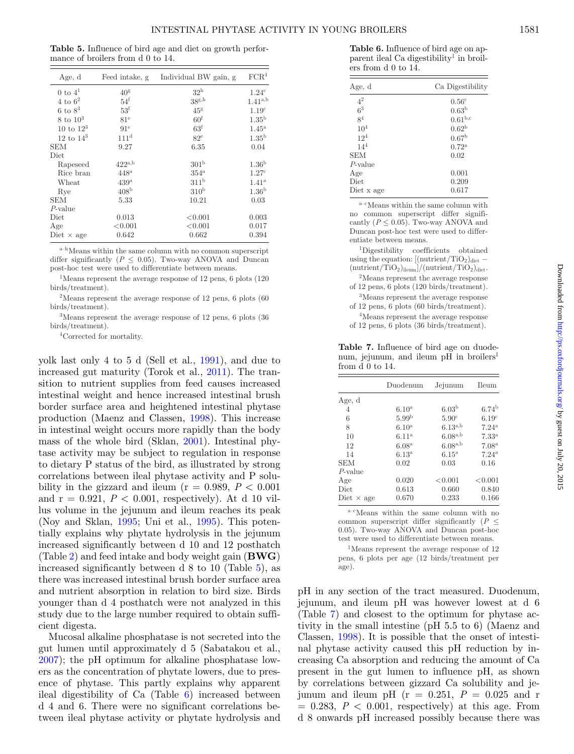**Table 5.** Influence of bird age and diet on growth performance of broilers from d 0 to 14.

| Age, d | Feed intake, g | Individual BW gain, g | FCR[4] |
|---|---|---|---|
| 0 to 4[1] | 40[g] | 32[h] | 1.24[c] |
| 4 to 6[2] | 54[f] | 38[g,h] | 1.41[a,b] |
| 6 to 8[3] | 53[f] | 45[g] | 1.19[c] |
| 8 to 10[3] | 81[e] | 60[f] | 1.35[b] |
| 10 to 12[3] | 91[e] | 63[f] | 1.45[a] |
| 12 to 14[3] | 111[d] | 82[e] | 1.35[b] |
| SEM | 9.27 | 6.35 | 0.04 |
| Diet | | | |
| Rapeseed | 422[a,b] | 301[b] | 1.36[b] |
| Rice bran | 448[a] | 354[a] | 1.27[c] |
| Wheat | 439[a] | 311[b] | 1.41[a] |
| Rye | 408[b] | 310[b] | 1.36[b] |
| SEM | 5.33 | 10.21 | 0.03 |
| *P*-value | | | |
| Diet | 0.013 | <0.001 | 0.003 |
| Age | <0.001 | <0.001 | 0.017 |
| Diet × age | 0.642 | 0.662 | 0.394 |

[a–h]Means within the same column with no common superscript differ significantly ($P \leq 0.05$). Two-way ANOVA and Duncan post-hoc test were used to differentiate between means.

[1]Means represent the average response of 12 pens, 6 plots (120 birds/treatment).

[2]Means represent the average response of 12 pens, 6 plots (60 birds/treatment).

[3]Means represent the average response of 12 pens, 6 plots (36 birds/treatment).

[4]Corrected for mortality.

**Table 6.** Influence of bird age on apparent ileal Ca digestibility[1] in broilers from d 0 to 14.

| Age, d | Ca Digestibility |
|---|---|
| 4[2] | 0.56[c] |
| 6[3] | 0.63[b] |
| 8[4] | 0.61[b,c] |
| 10[4] | 0.62[b] |
| 12[4] | 0.67[b] |
| 14[4] | 0.72[a] |
| SEM | 0.02 |
| *P*-value | |
| Age | 0.001 |
| Diet | 0.209 |
| Diet x age | 0.617 |

[a–c]Means within the same column with no common superscript differ significantly ($P \leq 0.05$). Two-way ANOVA and Duncan post-hoc test were used to differentiate between means.

[1]Digestibility coefficients obtained using the equation: $[(\text{nutrient}/\text{TiO}_2)_{\text{diet}} - (\text{nutrient}/\text{TiO}_2)_{\text{ileum}}]/(\text{nutrient}/\text{TiO}_2)_{\text{diet}}$.

[2]Means represent the average response of 12 pens, 6 plots (120 birds/treatment).

[3]Means represent the average response of 12 pens, 6 plots (60 birds/treatment).

[4]Means represent the average response of 12 pens, 6 plots (36 birds/treatment).

**Table 7.** Influence of bird age on duodenum, jejunum, and ileum pH in broilers[1] from d 0 to 14.

| | Duodenum | Jejunum | Ileum |
|---|---|---|---|
| Age, d | | | |
| 4 | 6.10[a] | 6.03[b] | 6.74[b] |
| 6 | 5.99[b] | 5.90[c] | 6.19[c] |
| 8 | 6.10[a] | 6.13[a,b] | 7.24[a] |
| 10 | 6.11[a] | 6.08[a,b] | 7.33[a] |
| 12 | 6.08[a] | 6.08[a,b] | 7.08[a] |
| 14 | 6.13[a] | 6.15[a] | 7.24[a] |
| SEM | 0.02 | 0.03 | 0.16 |
| *P*-value | | | |
| Age | 0.020 | <0.001 | <0.001 |
| Diet | 0.613 | 0.660 | 0.840 |
| Diet × age | 0.670 | 0.233 | 0.166 |

[a–c]Means within the same column with no common superscript differ significantly ($P \leq 0.05$). Two-way ANOVA and Duncan post-hoc test were used to differentiate between means.

[1]Means represent the average response of 12 pens, 6 plots per age (12 birds/treatment per age).

yolk last only 4 to 5 d (Sell et al., 1991), and due to increased gut maturity (Torok et al., 2011). The transition to nutrient supplies from feed causes increased intestinal weight and hence increased intestinal brush border surface area and heightened intestinal phytase production (Maenz and Classen, 1998). This increase in intestinal weight occurs more rapidly than the body mass of the whole bird (Sklan, 2001). Intestinal phytase activity may be subject to regulation in response to dietary P status of the bird, as illustrated by strong correlations between ileal phytase activity and P solubility in the gizzard and ileum ($r = 0.989$, $P < 0.001$ and $r = 0.921$, $P < 0.001$, respectively). At d 10 villus volume in the jejunum and ileum reaches its peak (Noy and Sklan, 1995; Uni et al., 1995). This potentially explains why phytate hydrolysis in the jejunum increased significantly between d 10 and 12 posthatch (Table 2) and feed intake and body weight gain (**BWG**) increased significantly between d 8 to 10 (Table 5), as there was increased intestinal brush border surface area and nutrient absorption in relation to bird size. Birds younger than d 4 posthatch were not analyzed in this study due to the large number required to obtain sufficient digesta.

Mucosal alkaline phosphatase is not secreted into the gut lumen until approximately d 5 (Sabatakou et al., 2007); the pH optimum for alkaline phosphatase lowers as the concentration of phytate lowers, due to presence of phytase. This partly explains why apparent ileal digestibility of Ca (Table 6) increased between d 4 and 6. There were no significant correlations between ileal phytase activity or phytate hydrolysis and pH in any section of the tract measured. Duodenum, jejunum, and ileum pH was however lowest at d 6 (Table 7) and closest to the optimum for phytase activity in the small intestine (pH 5.5 to 6) (Maenz and Classen, 1998). It is possible that the onset of intestinal phytase activity caused this pH reduction by increasing Ca absorption and reducing the amount of Ca present in the gut lumen to influence pH, as shown by correlations between gizzard Ca solubility and jejunum and ileum pH ($r = 0.251$, $P = 0.025$ and $r = 0.283$, $P < 0.001$, respectively) at this age. From d 8 onwards pH increased possibly because there was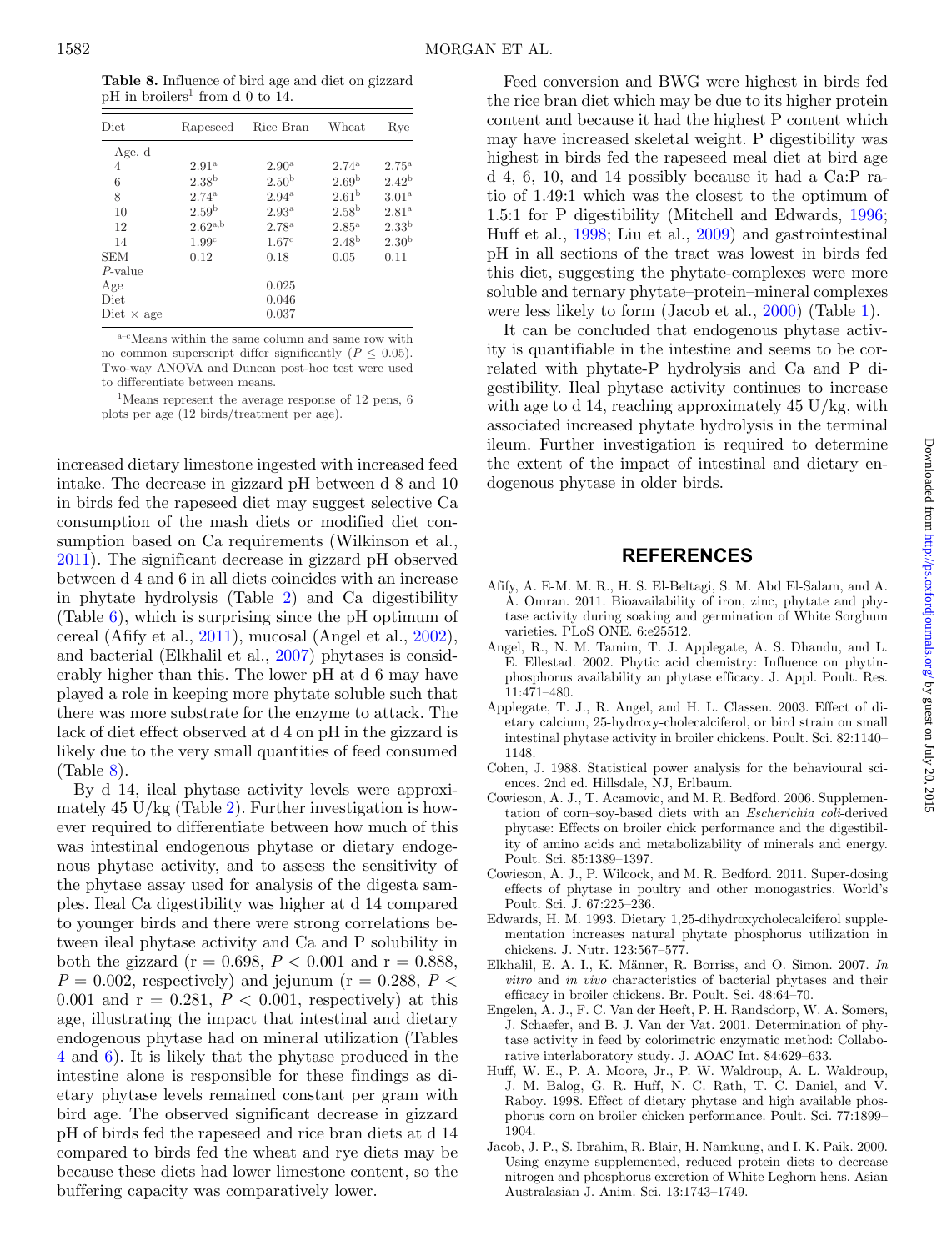**Table 8.** Influence of bird age and diet on gizzard pH in broilers[1] from d 0 to 14.

| Diet | Rapeseed | Rice Bran | Wheat | Rye |
|---|---|---|---|---|
| Age, d | | | | |
| 4 | 2.91[a] | 2.90[a] | 2.74[a] | 2.75[a] |
| 6 | 2.38[b] | 2.50[b] | 2.69[b] | 2.42[b] |
| 8 | 2.74[a] | 2.94[a] | 2.61[b] | 3.01[a] |
| 10 | 2.59[b] | 2.93[a] | 2.58[b] | 2.81[a] |
| 12 | 2.62[a,b] | 2.78[a] | 2.85[a] | 2.33[b] |
| 14 | 1.99[c] | 1.67[c] | 2.48[b] | 2.30[b] |
| SEM | 0.12 | 0.18 | 0.05 | 0.11 |
| *P*-value | | | | |
| Age | | 0.025 | | |
| Diet | | 0.046 | | |
| Diet × age | | 0.037 | | |

[a–c]Means within the same column and same row with no common superscript differ significantly ($P \leq 0.05$). Two-way ANOVA and Duncan post-hoc test were used to differentiate between means.

[1]Means represent the average response of 12 pens, 6 plots per age (12 birds/treatment per age).

increased dietary limestone ingested with increased feed intake. The decrease in gizzard pH between d 8 and 10 in birds fed the rapeseed diet may suggest selective Ca consumption of the mash diets or modified diet consumption based on Ca requirements (Wilkinson et al., 2011). The significant decrease in gizzard pH observed between d 4 and 6 in all diets coincides with an increase in phytate hydrolysis (Table 2) and Ca digestibility (Table 6), which is surprising since the pH optimum of cereal (Afify et al., 2011), mucosal (Angel et al., 2002), and bacterial (Elkhalil et al., 2007) phytases is considerably higher than this. The lower pH at d 6 may have played a role in keeping more phytate soluble such that there was more substrate for the enzyme to attack. The lack of diet effect observed at d 4 on pH in the gizzard is likely due to the very small quantities of feed consumed (Table 8).

By d 14, ileal phytase activity levels were approximately 45 U/kg (Table 2). Further investigation is however required to differentiate between how much of this was intestinal endogenous phytase or dietary endogenous phytase activity, and to assess the sensitivity of the phytase assay used for analysis of the digesta samples. Ileal Ca digestibility was higher at d 14 compared to younger birds and there were strong correlations between ileal phytase activity and Ca and P solubility in both the gizzard ($r = 0.698$, $P < 0.001$ and $r = 0.888$, $P = 0.002$, respectively) and jejunum ($r = 0.288$, $P < 0.001$ and $r = 0.281$, $P < 0.001$, respectively) at this age, illustrating the impact that intestinal and dietary endogenous phytase had on mineral utilization (Tables 4 and 6). It is likely that the phytase produced in the intestine alone is responsible for these findings as dietary phytase levels remained constant per gram with bird age. The observed significant decrease in gizzard pH of birds fed the rapeseed and rice bran diets at d 14 compared to birds fed the wheat and rye diets may be because these diets had lower limestone content, so the buffering capacity was comparatively lower.

Feed conversion and BWG were highest in birds fed the rice bran diet which may be due to its higher protein content and because it had the highest P content which may have increased skeletal weight. P digestibility was highest in birds fed the rapeseed meal diet at bird age d 4, 6, 10, and 14 possibly because it had a Ca:P ratio of 1.49:1 which was the closest to the optimum of 1.5:1 for P digestibility (Mitchell and Edwards, 1996; Huff et al., 1998; Liu et al., 2009) and gastrointestinal pH in all sections of the tract was lowest in birds fed this diet, suggesting the phytate-complexes were more soluble and ternary phytate–protein–mineral complexes were less likely to form (Jacob et al., 2000) (Table 1).

It can be concluded that endogenous phytase activity is quantifiable in the intestine and seems to be correlated with phytate-P hydrolysis and Ca and P digestibility. Ileal phytase activity continues to increase with age to d 14, reaching approximately 45 U/kg, with associated increased phytate hydrolysis in the terminal ileum. Further investigation is required to determine the extent of the impact of intestinal and dietary endogenous phytase in older birds.

## REFERENCES

Afify, A. E-M. M. R., H. S. El-Beltagi, S. M. Abd El-Salam, and A. A. Omran. 2011. Bioavailability of iron, zinc, phytate and phytase activity during soaking and germination of White Sorghum varieties. PLoS ONE. 6:e25512.

Angel, R., N. M. Tamim, T. J. Applegate, A. S. Dhandu, and L. E. Ellestad. 2002. Phytic acid chemistry: Influence on phytin-phosphorus availability an phytase efficacy. J. Appl. Poult. Res. 11:471–480.

Applegate, T. J., R. Angel, and H. L. Classen. 2003. Effect of dietary calcium, 25-hydroxy-cholecalciferol, or bird strain on small intestinal phytase activity in broiler chickens. Poult. Sci. 82:1140–1148.

Cohen, J. 1988. Statistical power analysis for the behavioural sciences. 2nd ed. Hillsdale, NJ, Erlbaum.

Cowieson, A. J., T. Acamovic, and M. R. Bedford. 2006. Supplementation of corn–soy-based diets with an *Escherichia coli*-derived phytase: Effects on broiler chick performance and the digestibility of amino acids and metabolizability of minerals and energy. Poult. Sci. 85:1389–1397.

Cowieson, A. J., P. Wilcock, and M. R. Bedford. 2011. Super-dosing effects of phytase in poultry and other monogastrics. World's Poult. Sci. J. 67:225–236.

Edwards, H. M. 1993. Dietary 1,25-dihydroxycholecalciferol supplementation increases natural phytate phosphorus utilization in chickens. J. Nutr. 123:567–577.

Elkhalil, E. A. I., K. Männer, R. Borriss, and O. Simon. 2007. *In vitro* and *in vivo* characteristics of bacterial phytases and their efficacy in broiler chickens. Br. Poult. Sci. 48:64–70.

Engelen, A. J., F. C. Van der Heeft, P. H. Randsdorp, W. A. Somers, J. Schaefer, and B. J. Van der Vat. 2001. Determination of phytase activity in feed by colorimetric enzymatic method: Collaborative interlaboratory study. J. AOAC Int. 84:629–633.

Huff, W. E., P. A. Moore, Jr., P. W. Waldroup, A. L. Waldroup, J. M. Balog, G. R. Huff, N. C. Rath, T. C. Daniel, and V. Raboy. 1998. Effect of dietary phytase and high available phosphorus corn on broiler chicken performance. Poult. Sci. 77:1899–1904.

Jacob, J. P., S. Ibrahim, R. Blair, H. Namkung, and I. K. Paik. 2000. Using enzyme supplemented, reduced protein diets to decrease nitrogen and phosphorus excretion of White Leghorn hens. Asian Australasian J. Anim. Sci. 13:1743–1749.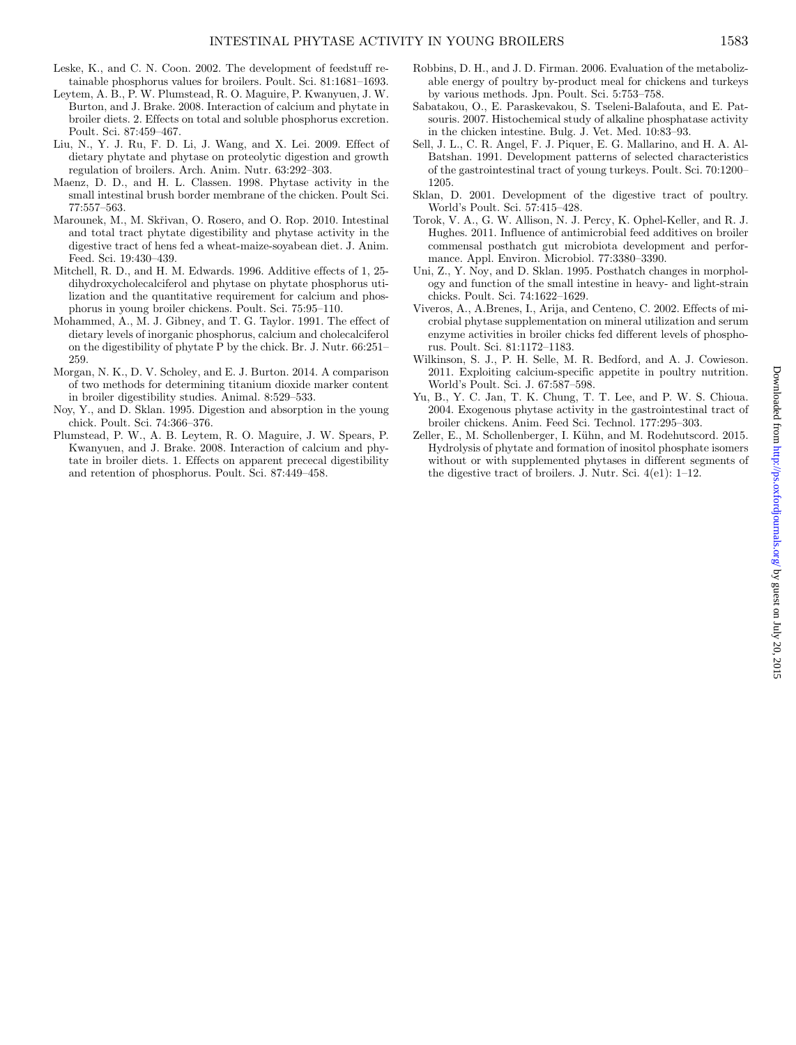Leske, K., and C. N. Coon. 2002. The development of feedstuff retainable phosphorus values for broilers. Poult. Sci. 81:1681–1693.

Leytem, A. B., P. W. Plumstead, R. O. Maguire, P. Kwanyuen, J. W. Burton, and J. Brake. 2008. Interaction of calcium and phytate in broiler diets. 2. Effects on total and soluble phosphorus excretion. Poult. Sci. 87:459–467.

Liu, N., Y. J. Ru, F. D. Li, J. Wang, and X. Lei. 2009. Effect of dietary phytate and phytase on proteolytic digestion and growth regulation of broilers. Arch. Anim. Nutr. 63:292–303.

Maenz, D. D., and H. L. Classen. 1998. Phytase activity in the small intestinal brush border membrane of the chicken. Poult Sci. 77:557–563.

Marounek, M., M. Skřivan, O. Rosero, and O. Rop. 2010. Intestinal and total tract phytate digestibility and phytase activity in the digestive tract of hens fed a wheat-maize-soyabean diet. J. Anim. Feed. Sci. 19:430–439.

Mitchell, R. D., and H. M. Edwards. 1996. Additive effects of 1, 25-dihydroxycholecalciferol and phytase on phytate phosphorus utilization and the quantitative requirement for calcium and phosphorus in young broiler chickens. Poult. Sci. 75:95–110.

Mohammed, A., M. J. Gibney, and T. G. Taylor. 1991. The effect of dietary levels of inorganic phosphorus, calcium and cholecalciferol on the digestibility of phytate P by the chick. Br. J. Nutr. 66:251–259.

Morgan, N. K., D. V. Scholey, and E. J. Burton. 2014. A comparison of two methods for determining titanium dioxide marker content in broiler digestibility studies. Animal. 8:529–533.

Noy, Y., and D. Sklan. 1995. Digestion and absorption in the young chick. Poult. Sci. 74:366–376.

Plumstead, P. W., A. B. Leytem, R. O. Maguire, J. W. Spears, P. Kwanyuen, and J. Brake. 2008. Interaction of calcium and phytate in broiler diets. 1. Effects on apparent prececal digestibility and retention of phosphorus. Poult. Sci. 87:449–458.

Robbins, D. H., and J. D. Firman. 2006. Evaluation of the metabolizable energy of poultry by-product meal for chickens and turkeys by various methods. Jpn. Poult. Sci. 5:753–758.

Sabatakou, O., E. Paraskevakou, S. Tseleni-Balafouta, and E. Patsouris. 2007. Histochemical study of alkaline phosphatase activity in the chicken intestine. Bulg. J. Vet. Med. 10:83–93.

Sell, J. L., C. R. Angel, F. J. Piquer, E. G. Mallarino, and H. A. Al-Batshan. 1991. Development patterns of selected characteristics of the gastrointestinal tract of young turkeys. Poult. Sci. 70:1200–1205.

Sklan, D. 2001. Development of the digestive tract of poultry. World's Poult. Sci. 57:415–428.

Torok, V. A., G. W. Allison, N. J. Percy, K. Ophel-Keller, and R. J. Hughes. 2011. Influence of antimicrobial feed additives on broiler commensal posthatch gut microbiota development and performance. Appl. Environ. Microbiol. 77:3380–3390.

Uni, Z., Y. Noy, and D. Sklan. 1995. Posthatch changes in morphology and function of the small intestine in heavy- and light-strain chicks. Poult. Sci. 74:1622–1629.

Viveros, A., A.Brenes, I., Arija, and Centeno, C. 2002. Effects of microbial phytase supplementation on mineral utilization and serum enzyme activities in broiler chicks fed different levels of phosphorus. Poult. Sci. 81:1172–1183.

Wilkinson, S. J., P. H. Selle, M. R. Bedford, and A. J. Cowieson. 2011. Exploiting calcium-specific appetite in poultry nutrition. World's Poult. Sci. J. 67:587–598.

Yu, B., Y. C. Jan, T. K. Chung, T. T. Lee, and P. W. S. Chioua. 2004. Exogenous phytase activity in the gastrointestinal tract of broiler chickens. Anim. Feed Sci. Technol. 177:295–303.

Zeller, E., M. Schollenberger, I. Kühn, and M. Rodehutscord. 2015. Hydrolysis of phytate and formation of inositol phosphate isomers without or with supplemented phytases in different segments of the digestive tract of broilers. J. Nutr. Sci. 4(e1): 1–12.